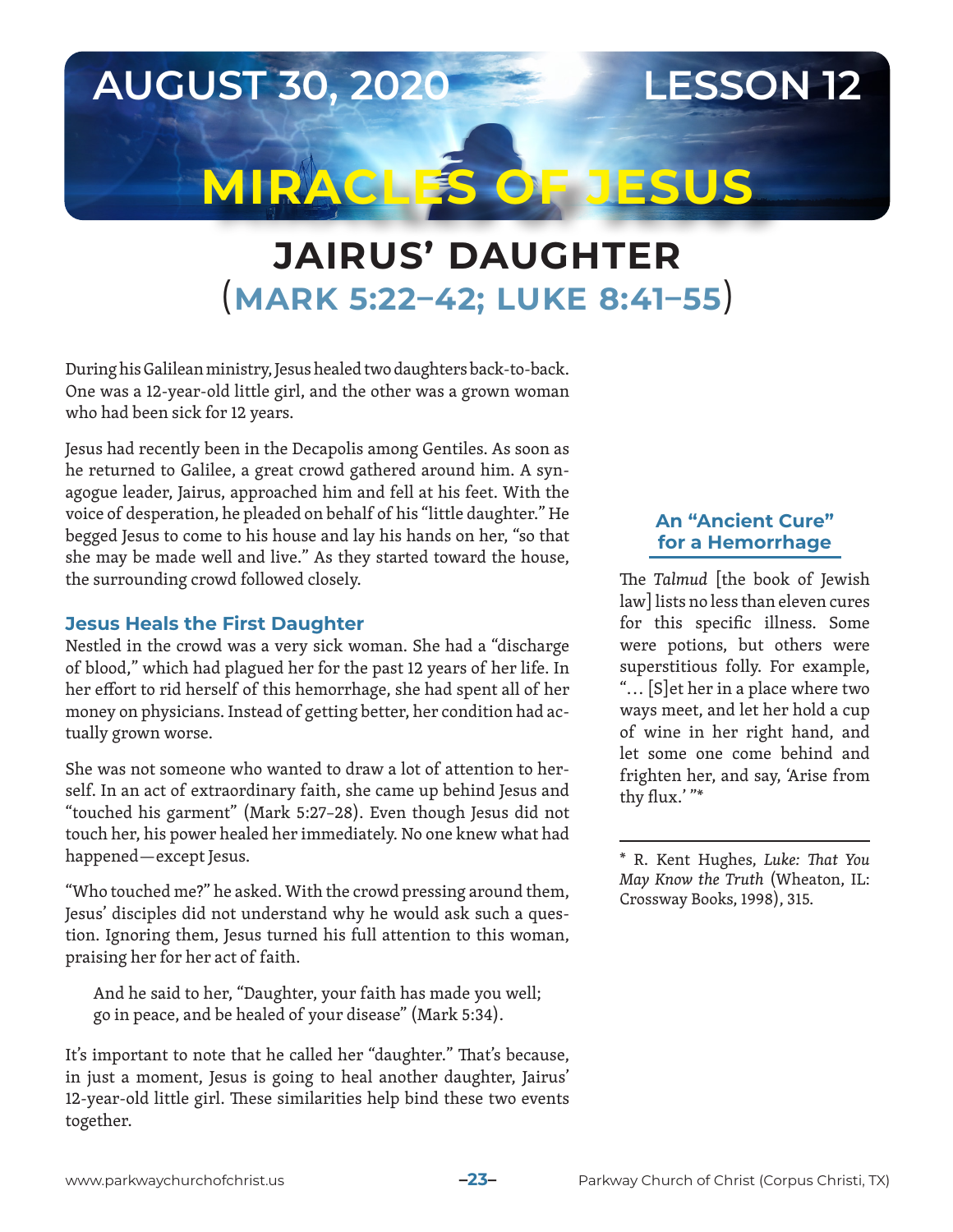AUGUST 30, 2020 LESSON 12

# MIRACLES OF JESUS

## JAIRUS' DAUGHTER (MARK 5:22–42; LUKE 8:41–55)

During his Galilean ministry, Jesus healed two daughters back-to-back. One was a 12-year-old little girl, and the other was a grown woman who had been sick for 12 years.

Jesus had recently been in the Decapolis among Gentiles. As soon as he returned to Galilee, a great crowd gathered around him. A synagogue leader, Jairus, approached him and fell at his feet. With the voice of desperation, he pleaded on behalf of his "little daughter." He begged Jesus to come to his house and lay his hands on her, "so that she may be made well and live." As they started toward the house, the surrounding crowd followed closely.

### Jesus Heals the First Daughter

Nestled in the crowd was a very sick woman. She had a "discharge of blood," which had plagued her for the past 12 years of her life. In her effort to rid herself of this hemorrhage, she had spent all of her money on physicians. Instead of getting better, her condition had actually grown worse.

She was not someone who wanted to draw a lot of attention to herself. In an act of extraordinary faith, she came up behind Jesus and "touched his garment" (Mark 5:27–28). Even though Jesus did not touch her, his power healed her immediately. No one knew what had happened—except Jesus.

"Who touched me?" he asked. With the crowd pressing around them, Jesus' disciples did not understand why he would ask such a question. Ignoring them, Jesus turned his full attention to this woman, praising her for her act of faith.

> And he said to her, "Daughter, your faith has made you well; go in peace, and be healed of your disease" (Mark 5:34).

It's important to note that he called her "daughter." That's because, in just a moment, Jesus is going to heal another daughter, Jairus' 12-year-old little girl. These similarities help bind these two events together.

### An "Ancient Cure" for a Hemorrhage

The *Talmud* [the book of Jewish law] lists no less than eleven cures for this specific illness. Some were potions, but others were superstitious folly. For example, "… [S]et her in a place where two ways meet, and let her hold a cup of wine in her right hand, and let some one come behind and frighten her, and say, 'Arise from thy flux.' "*

\* R. Kent Hughes, *Luke: That You May Know the Truth* (Wheaton, IL: Crossway Books, 1998), 315.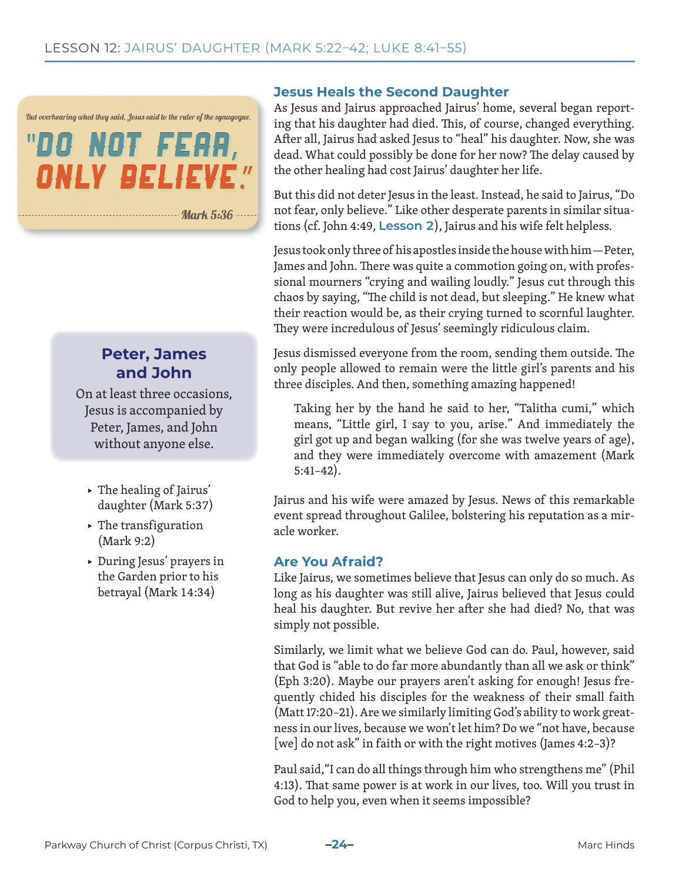But overhearing what they said, Jesus said to the ruler of the synagogue,

"DO NOT FEAR, ONLY BELIEVE."

— Mark 5:36

## Jesus Heals the Second Daughter

As Jesus and Jairus approached Jairus' home, several began reporting that his daughter had died. This, of course, changed everything. After all, Jairus had asked Jesus to "heal" his daughter. Now, she was dead. What could possibly be done for her now? The delay caused by the other healing had cost Jairus' daughter her life.

But this did not deter Jesus in the least. Instead, he said to Jairus, "Do not fear, only believe." Like other desperate parents in similar situations (cf. John 4:49, Lesson 2), Jairus and his wife felt helpless.

Jesus took only three of his apostles inside the house with him—Peter, James and John. There was quite a commotion going on, with professional mourners "crying and wailing loudly." Jesus cut through this chaos by saying, "The child is not dead, but sleeping." He knew what their reaction would be, as their crying turned to scornful laughter. They were incredulous of Jesus' seemingly ridiculous claim.

Jesus dismissed everyone from the room, sending them outside. The only people allowed to remain were the little girl's parents and his three disciples. And then, something amazing happened!

> Taking her by the hand he said to her, "Talitha cumi," which means, "Little girl, I say to you, arise." And immediately the girl got up and began walking (for she was twelve years of age), and they were immediately overcome with amazement (Mark 5:41–42).

Jairus and his wife were amazed by Jesus. News of this remarkable event spread throughout Galilee, bolstering his reputation as a miracle worker.

### Peter, James and John

On at least three occasions, Jesus is accompanied by Peter, James, and John without anyone else.

- The healing of Jairus' daughter (Mark 5:37)
- The transfiguration (Mark 9:2)
- During Jesus' prayers in the Garden prior to his betrayal (Mark 14:34)

## Are You Afraid?

Like Jairus, we sometimes believe that Jesus can only do so much. As long as his daughter was still alive, Jairus believed that Jesus could heal his daughter. But revive her after she had died? No, that was simply not possible.

Similarly, we limit what we believe God can do. Paul, however, said that God is "able to do far more abundantly than all we ask or think" (Eph 3:20). Maybe our prayers aren't asking for enough! Jesus frequently chided his disciples for the weakness of their small faith (Matt 17:20–21). Are we similarly limiting God's ability to work greatness in our lives, because we won't let him? Do we "not have, because [we] do not ask" in faith or with the right motives (James 4:2–3)?

Paul said,"I can do all things through him who strengthens me" (Phil 4:13). That same power is at work in our lives, too. Will you trust in God to help you, even when it seems impossible?